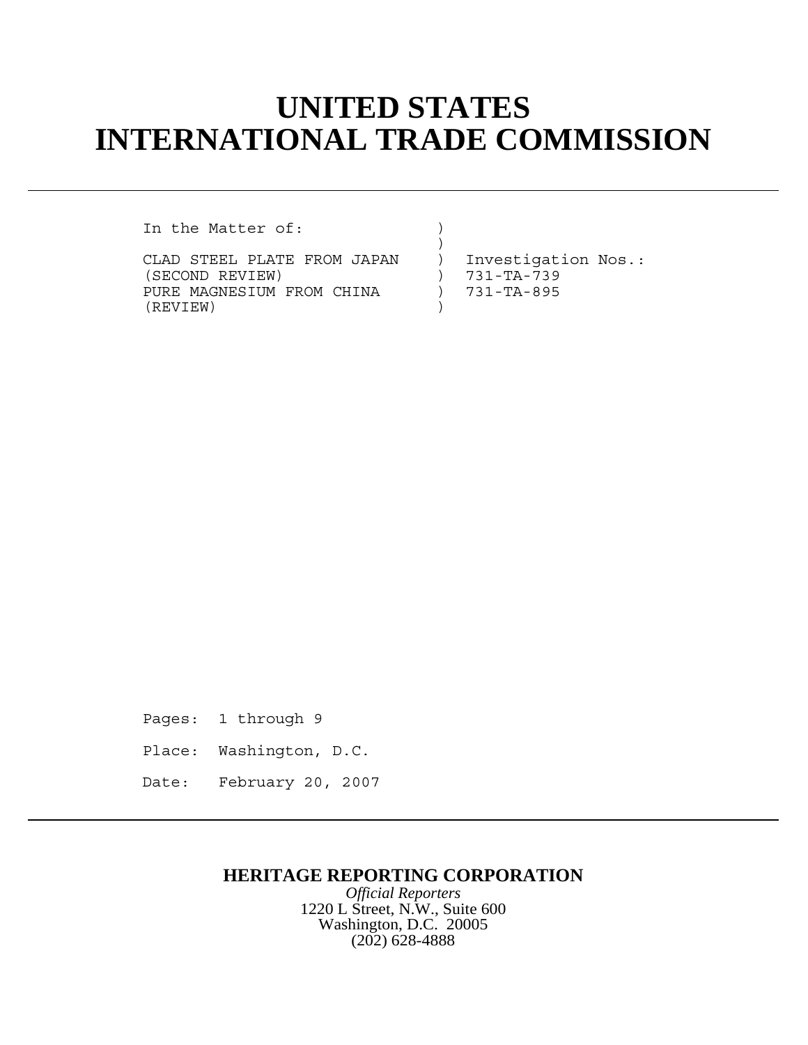# UNITED STATES INTERNATIONAL TRADE COMMISSION

---

```
In the Matter of:              )
                               )
CLAD STEEL PLATE FROM JAPAN    )  Investigation Nos.:
(SECOND REVIEW)                )  731-TA-739
PURE MAGNESIUM FROM CHINA      )  731-TA-895
(REVIEW)                       )
```

Pages: 1 through 9

Place: Washington, D.C.

Date: February 20, 2007

---

**HERITAGE REPORTING CORPORATION**

*Official Reporters*

1220 L Street, N.W., Suite 600

Washington, D.C. 20005

(202) 628-4888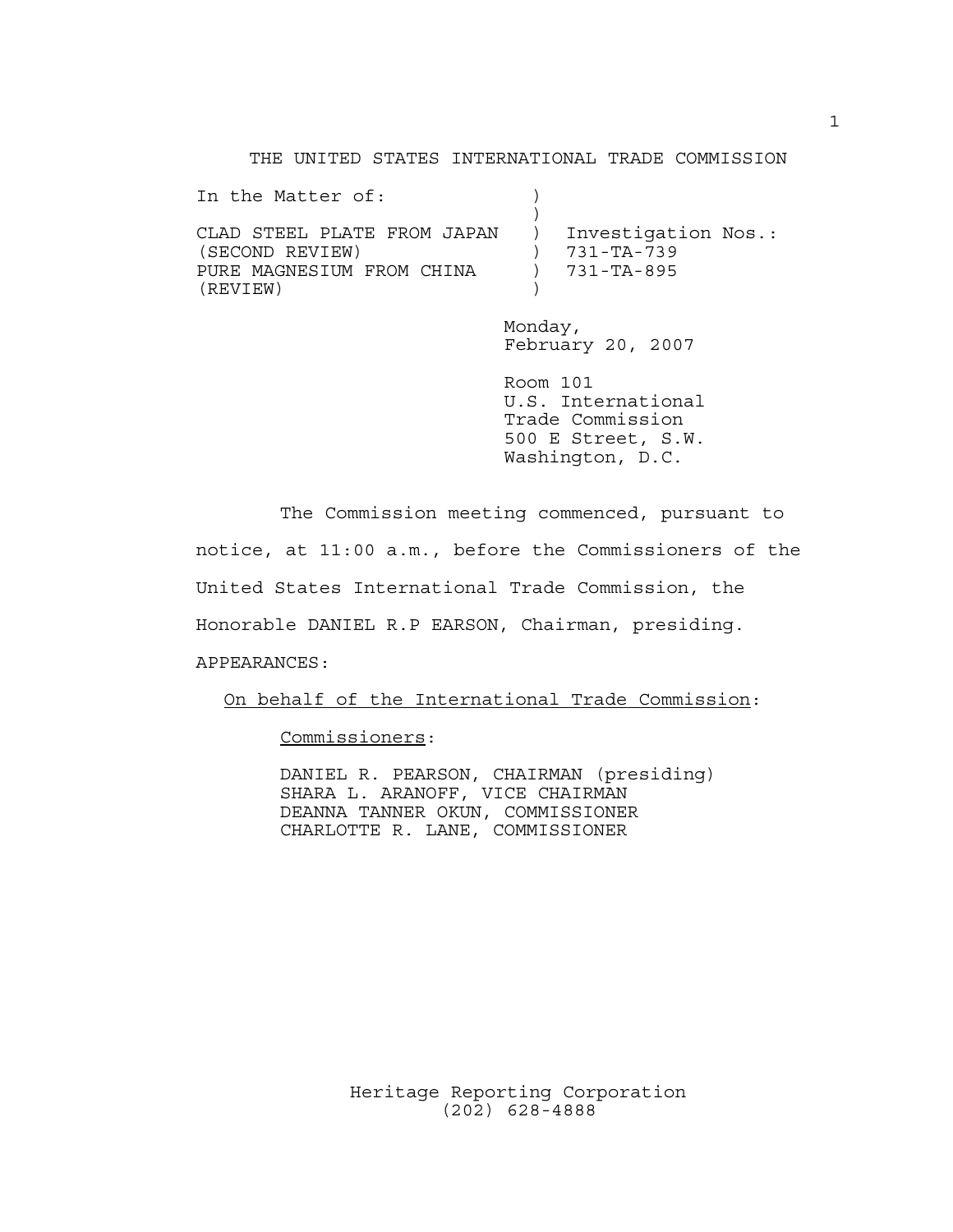THE UNITED STATES INTERNATIONAL TRADE COMMISSION

```
In the Matter of:              )
                               )
CLAD STEEL PLATE FROM JAPAN    )  Investigation Nos.:
(SECOND REVIEW)                )  731-TA-739
PURE MAGNESIUM FROM CHINA      )  731-TA-895
(REVIEW)                       )
```

Monday,
February 20, 2007

Room 101
U.S. International
Trade Commission
500 E Street, S.W.
Washington, D.C.

The Commission meeting commenced, pursuant to notice, at 11:00 a.m., before the Commissioners of the United States International Trade Commission, the Honorable DANIEL R.P EARSON, Chairman, presiding.

APPEARANCES:

On behalf of the International Trade Commission:

Commissioners:

DANIEL R. PEARSON, CHAIRMAN (presiding)
SHARA L. ARANOFF, VICE CHAIRMAN
DEANNA TANNER OKUN, COMMISSIONER
CHARLOTTE R. LANE, COMMISSIONER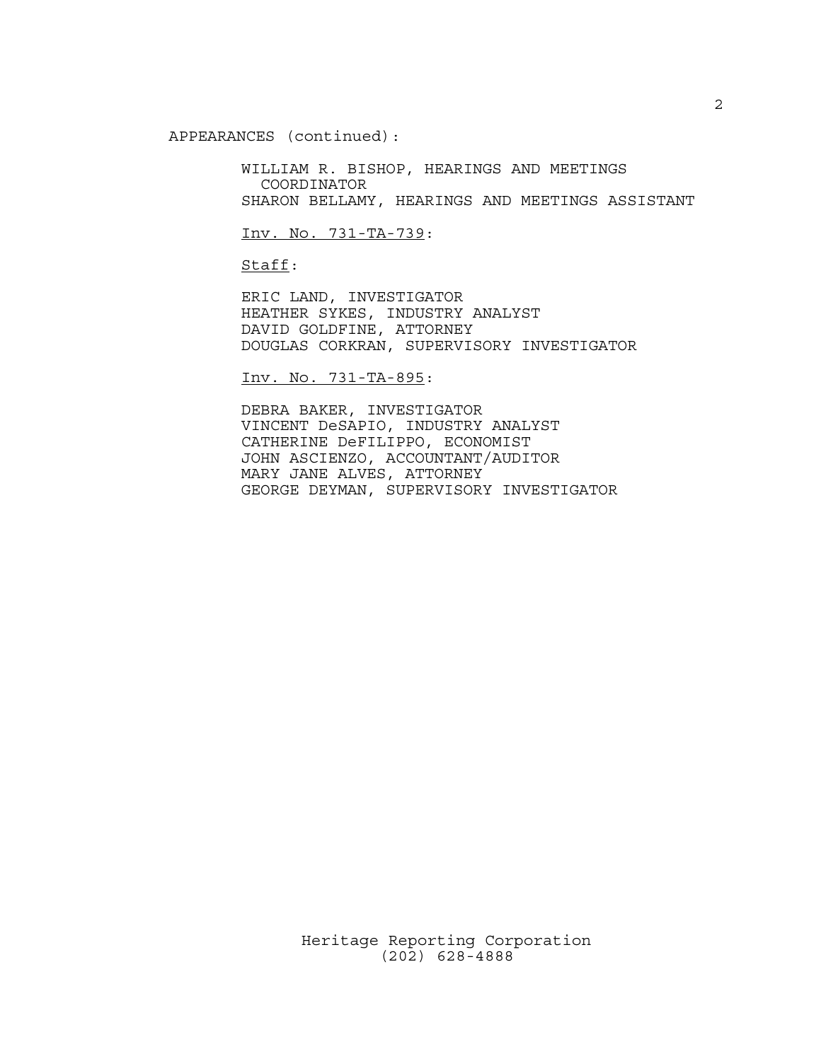APPEARANCES (continued):

WILLIAM R. BISHOP, HEARINGS AND MEETINGS COORDINATOR
SHARON BELLAMY, HEARINGS AND MEETINGS ASSISTANT

Inv. No. 731-TA-739:

Staff:

ERIC LAND, INVESTIGATOR
HEATHER SYKES, INDUSTRY ANALYST
DAVID GOLDFINE, ATTORNEY
DOUGLAS CORKRAN, SUPERVISORY INVESTIGATOR

Inv. No. 731-TA-895:

DEBRA BAKER, INVESTIGATOR
VINCENT DeSAPIO, INDUSTRY ANALYST
CATHERINE DeFILIPPO, ECONOMIST
JOHN ASCIENZO, ACCOUNTANT/AUDITOR
MARY JANE ALVES, ATTORNEY
GEORGE DEYMAN, SUPERVISORY INVESTIGATOR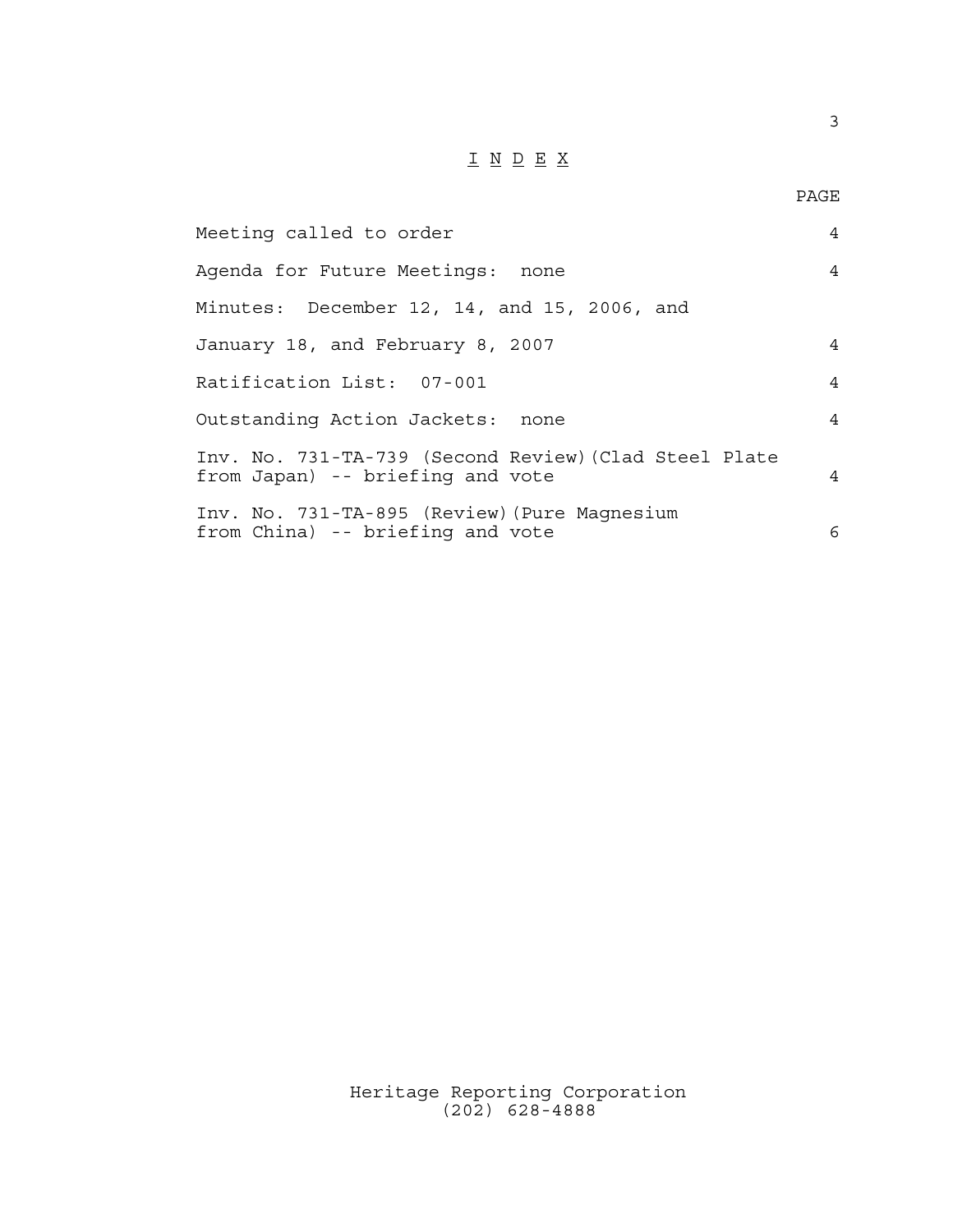# I N D E X

| | PAGE |
|---|---|
| Meeting called to order | 4 |
| Agenda for Future Meetings: none | 4 |
| Minutes: December 12, 14, and 15, 2006, and January 18, and February 8, 2007 | 4 |
| Ratification List: 07-001 | 4 |
| Outstanding Action Jackets: none | 4 |
| Inv. No. 731-TA-739 (Second Review)(Clad Steel Plate from Japan) -- briefing and vote | 4 |
| Inv. No. 731-TA-895 (Review)(Pure Magnesium from China) -- briefing and vote | 6 |

Heritage Reporting Corporation
(202) 628-4888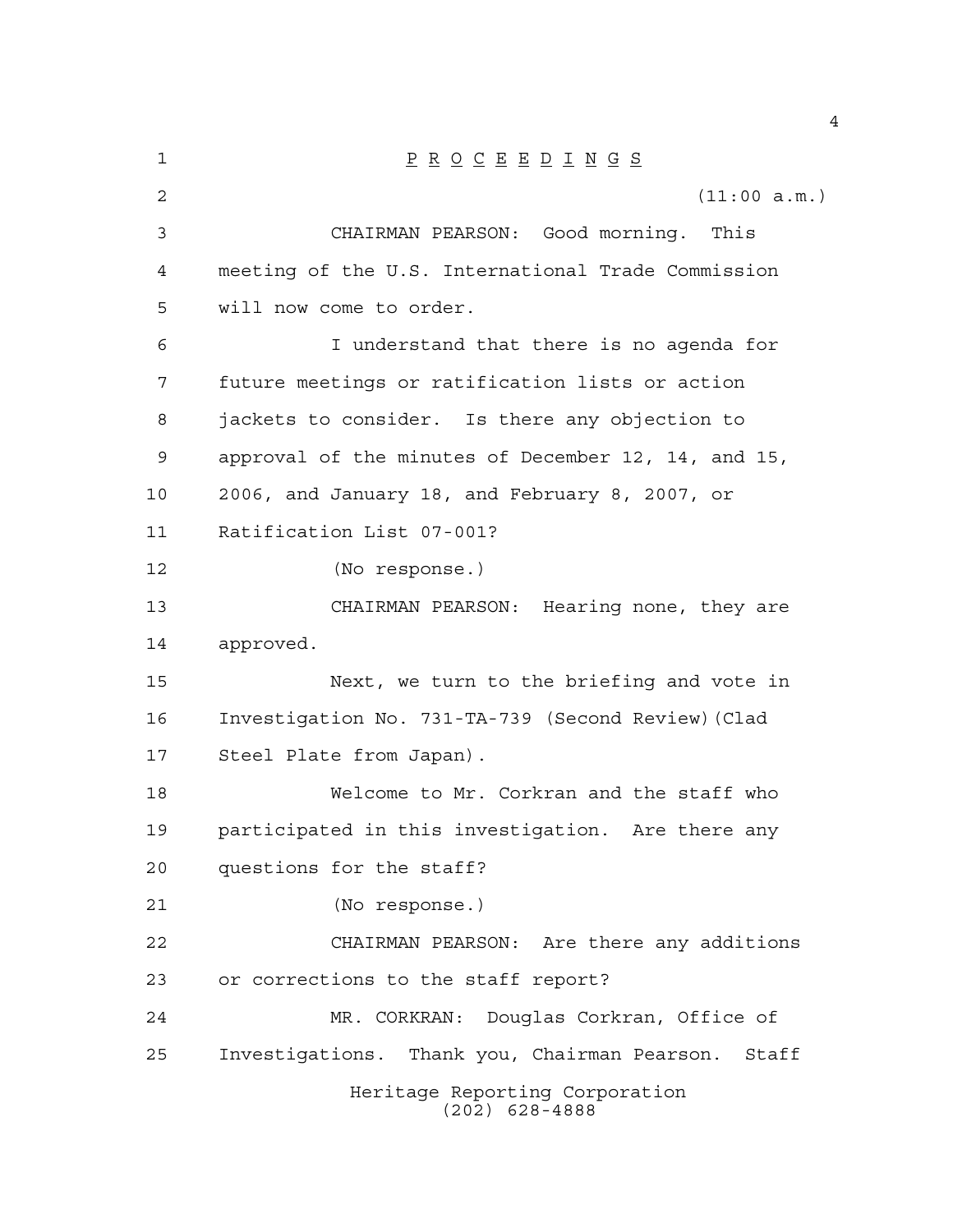P R O C E E D I N G S

(11:00 a.m.)

CHAIRMAN PEARSON: Good morning. This meeting of the U.S. International Trade Commission will now come to order.

I understand that there is no agenda for future meetings or ratification lists or action jackets to consider. Is there any objection to approval of the minutes of December 12, 14, and 15, 2006, and January 18, and February 8, 2007, or Ratification List 07-001?

(No response.)

CHAIRMAN PEARSON: Hearing none, they are approved.

Next, we turn to the briefing and vote in Investigation No. 731-TA-739 (Second Review)(Clad Steel Plate from Japan).

Welcome to Mr. Corkran and the staff who participated in this investigation. Are there any questions for the staff?

(No response.)

CHAIRMAN PEARSON: Are there any additions or corrections to the staff report?

MR. CORKRAN: Douglas Corkran, Office of Investigations. Thank you, Chairman Pearson. Staff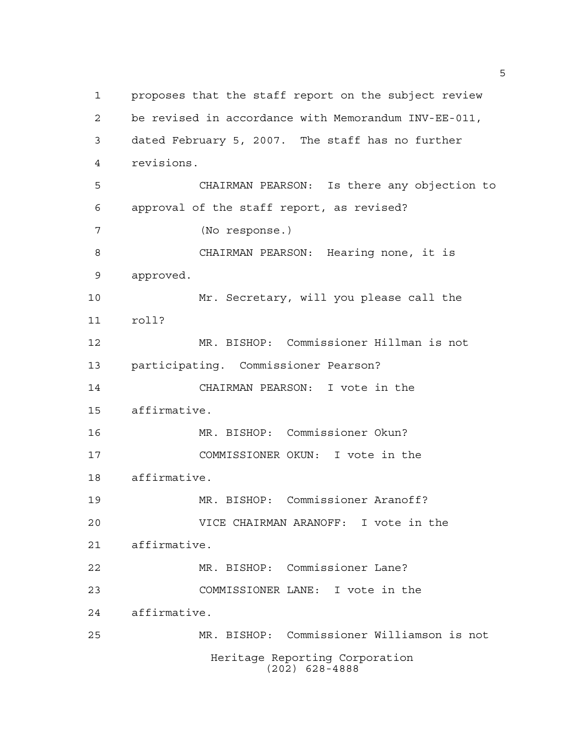proposes that the staff report on the subject review be revised in accordance with Memorandum INV-EE-011, dated February 5, 2007. The staff has no further revisions.

CHAIRMAN PEARSON: Is there any objection to approval of the staff report, as revised?

(No response.)

CHAIRMAN PEARSON: Hearing none, it is approved.

Mr. Secretary, will you please call the roll?

MR. BISHOP: Commissioner Hillman is not participating. Commissioner Pearson?

CHAIRMAN PEARSON: I vote in the affirmative.

MR. BISHOP: Commissioner Okun?

COMMISSIONER OKUN: I vote in the affirmative.

MR. BISHOP: Commissioner Aranoff?

VICE CHAIRMAN ARANOFF: I vote in the affirmative.

MR. BISHOP: Commissioner Lane?

COMMISSIONER LANE: I vote in the affirmative.

MR. BISHOP: Commissioner Williamson is not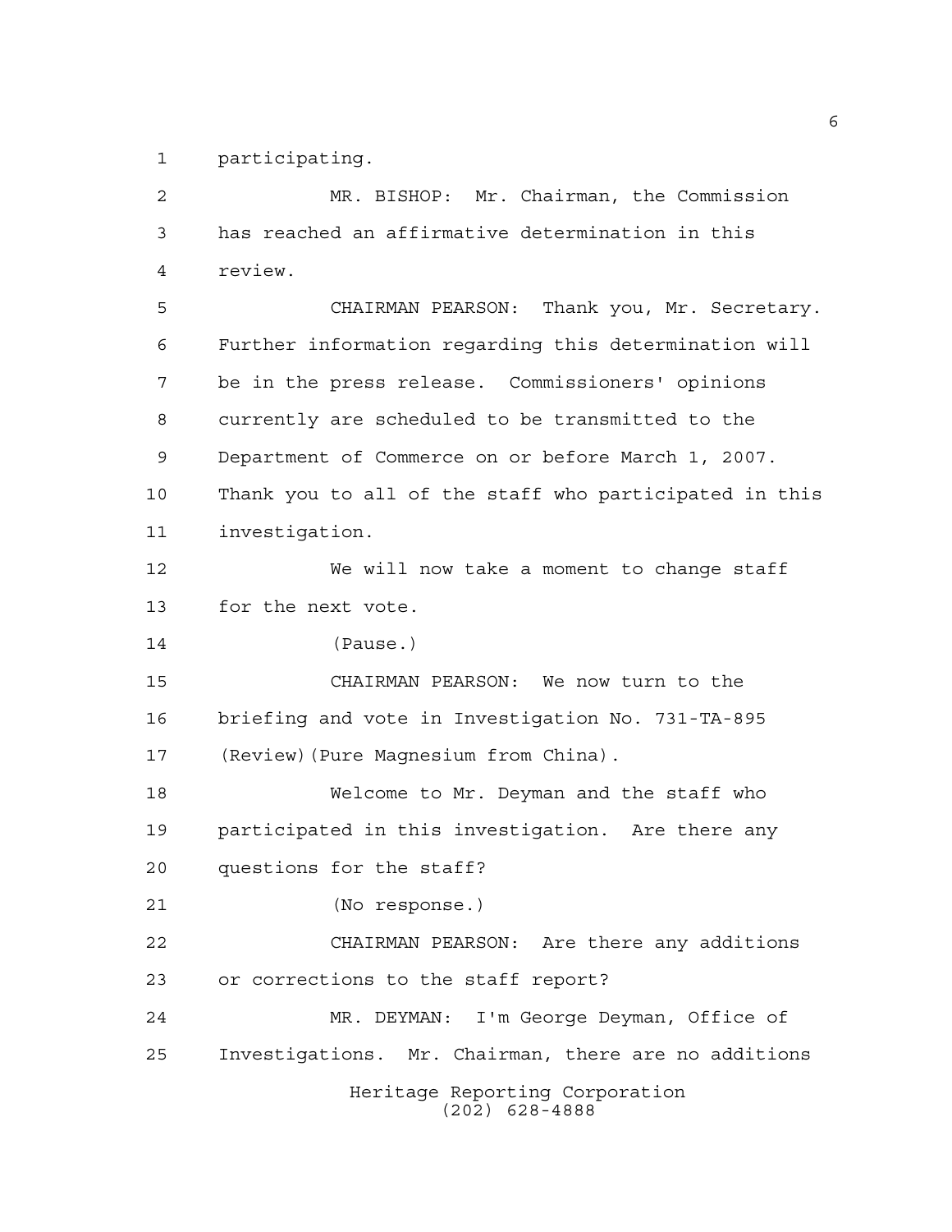participating.

MR. BISHOP: Mr. Chairman, the Commission has reached an affirmative determination in this review.

CHAIRMAN PEARSON: Thank you, Mr. Secretary. Further information regarding this determination will be in the press release. Commissioners' opinions currently are scheduled to be transmitted to the Department of Commerce on or before March 1, 2007. Thank you to all of the staff who participated in this investigation.

We will now take a moment to change staff for the next vote.

(Pause.)

CHAIRMAN PEARSON: We now turn to the briefing and vote in Investigation No. 731-TA-895 (Review)(Pure Magnesium from China).

Welcome to Mr. Deyman and the staff who participated in this investigation. Are there any questions for the staff?

(No response.)

CHAIRMAN PEARSON: Are there any additions or corrections to the staff report?

MR. DEYMAN: I'm George Deyman, Office of Investigations. Mr. Chairman, there are no additions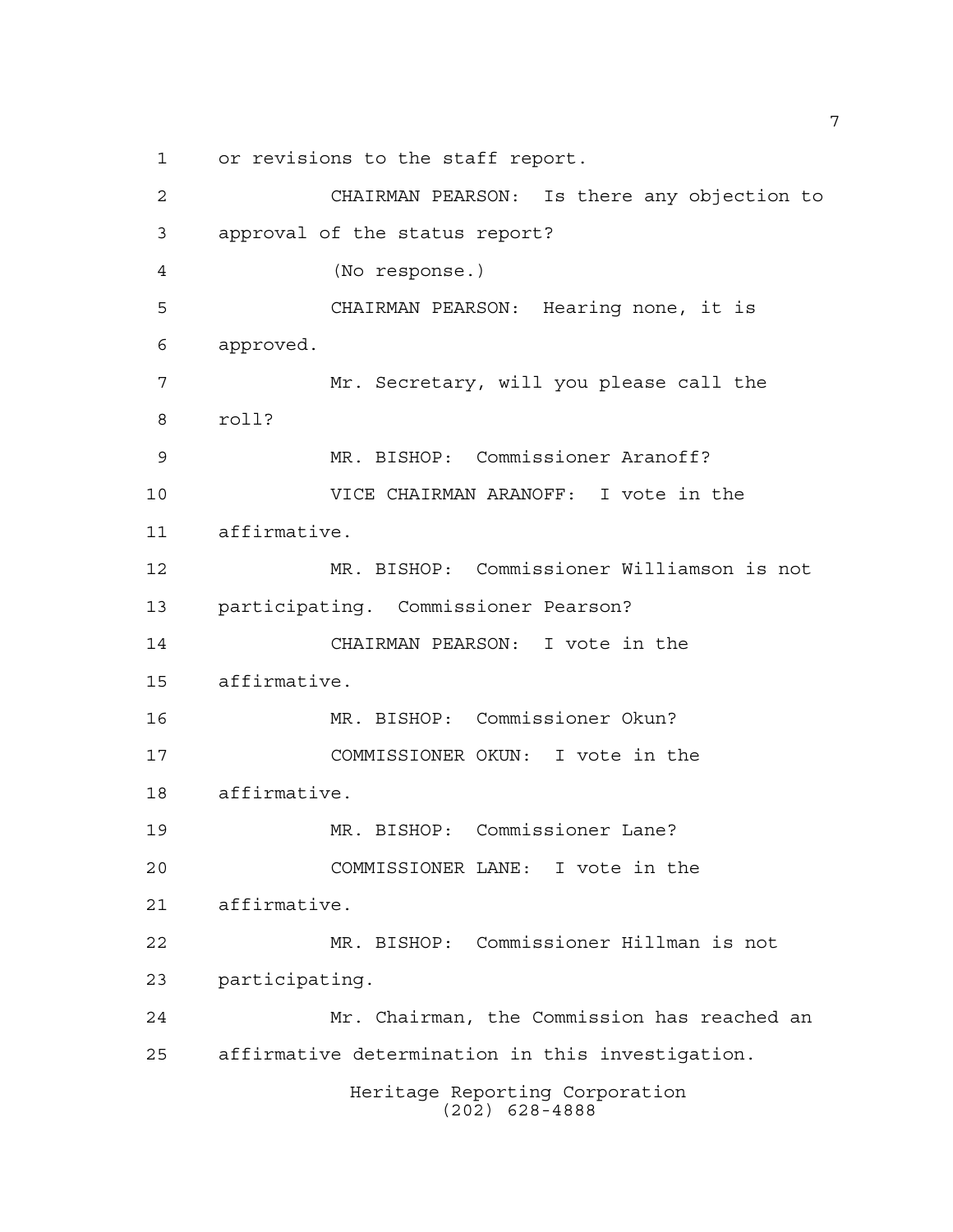or revisions to the staff report.

CHAIRMAN PEARSON: Is there any objection to approval of the status report?

(No response.)

CHAIRMAN PEARSON: Hearing none, it is approved.

Mr. Secretary, will you please call the roll?

MR. BISHOP: Commissioner Aranoff?

VICE CHAIRMAN ARANOFF: I vote in the affirmative.

MR. BISHOP: Commissioner Williamson is not participating. Commissioner Pearson?

CHAIRMAN PEARSON: I vote in the affirmative.

MR. BISHOP: Commissioner Okun?

COMMISSIONER OKUN: I vote in the affirmative.

MR. BISHOP: Commissioner Lane?

COMMISSIONER LANE: I vote in the affirmative.

MR. BISHOP: Commissioner Hillman is not participating.

Mr. Chairman, the Commission has reached an affirmative determination in this investigation.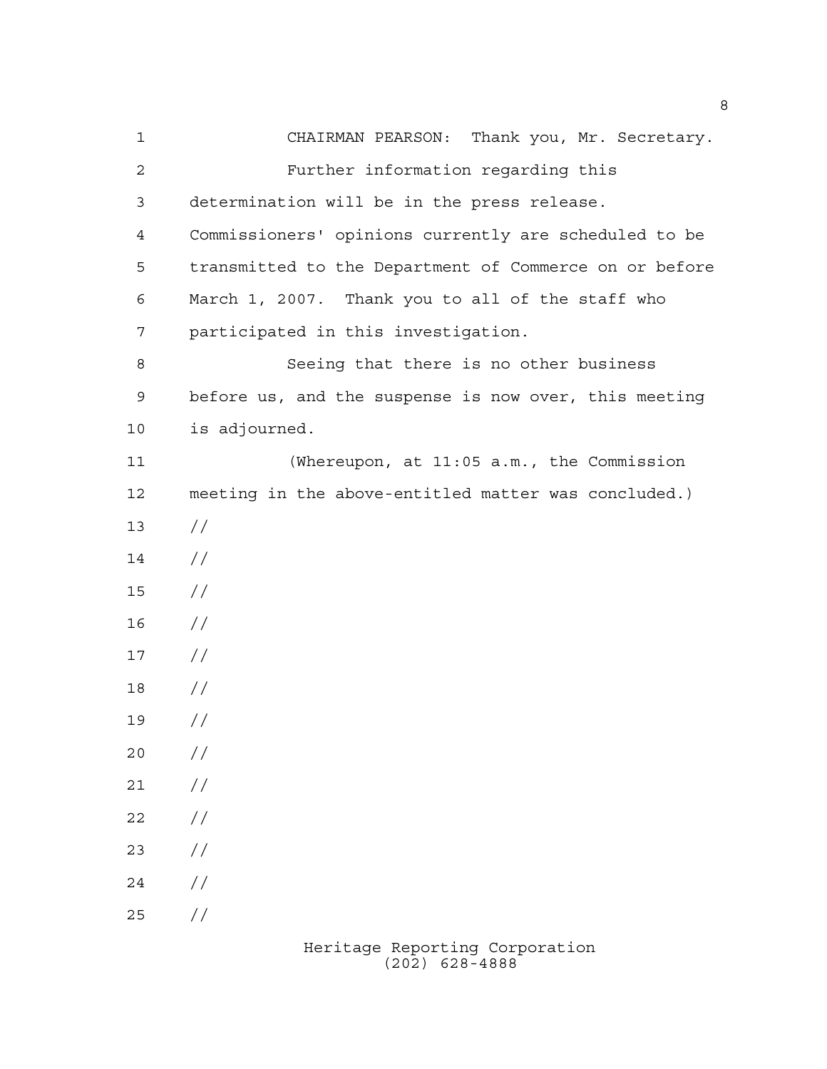CHAIRMAN PEARSON: Thank you, Mr. Secretary.

Further information regarding this determination will be in the press release. Commissioners' opinions currently are scheduled to be transmitted to the Department of Commerce on or before March 1, 2007. Thank you to all of the staff who participated in this investigation.

Seeing that there is no other business before us, and the suspense is now over, this meeting is adjourned.

(Whereupon, at 11:05 a.m., the Commission meeting in the above-entitled matter was concluded.)

//
//
//
//
//
//
//
//
//
//
//
//
//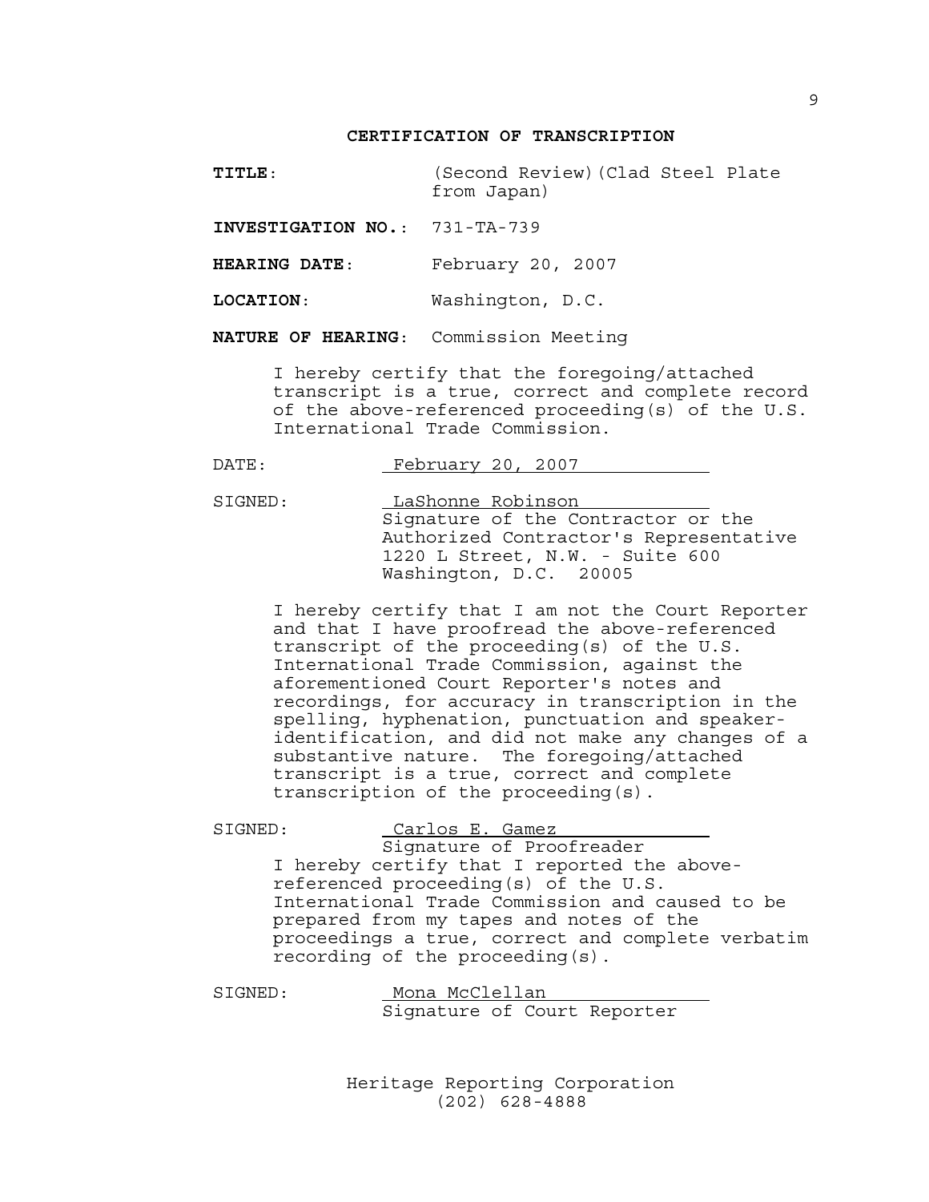## CERTIFICATION OF TRANSCRIPTION

**TITLE**: (Second Review)(Clad Steel Plate from Japan)

**INVESTIGATION NO.**: 731-TA-739

**HEARING DATE**: February 20, 2007

**LOCATION**: Washington, D.C.

**NATURE OF HEARING**: Commission Meeting

I hereby certify that the foregoing/attached transcript is a true, correct and complete record of the above-referenced proceeding(s) of the U.S. International Trade Commission.

DATE: February 20, 2007

SIGNED: LaShonne Robinson
Signature of the Contractor or the Authorized Contractor's Representative
1220 L Street, N.W. - Suite 600
Washington, D.C. 20005

I hereby certify that I am not the Court Reporter and that I have proofread the above-referenced transcript of the proceeding(s) of the U.S. International Trade Commission, against the aforementioned Court Reporter's notes and recordings, for accuracy in transcription in the spelling, hyphenation, punctuation and speaker-identification, and did not make any changes of a substantive nature. The foregoing/attached transcript is a true, correct and complete transcription of the proceeding(s).

SIGNED: Carlos E. Gamez
Signature of Proofreader

I hereby certify that I reported the above-referenced proceeding(s) of the U.S. International Trade Commission and caused to be prepared from my tapes and notes of the proceedings a true, correct and complete verbatim recording of the proceeding(s).

SIGNED: Mona McClellan
Signature of Court Reporter